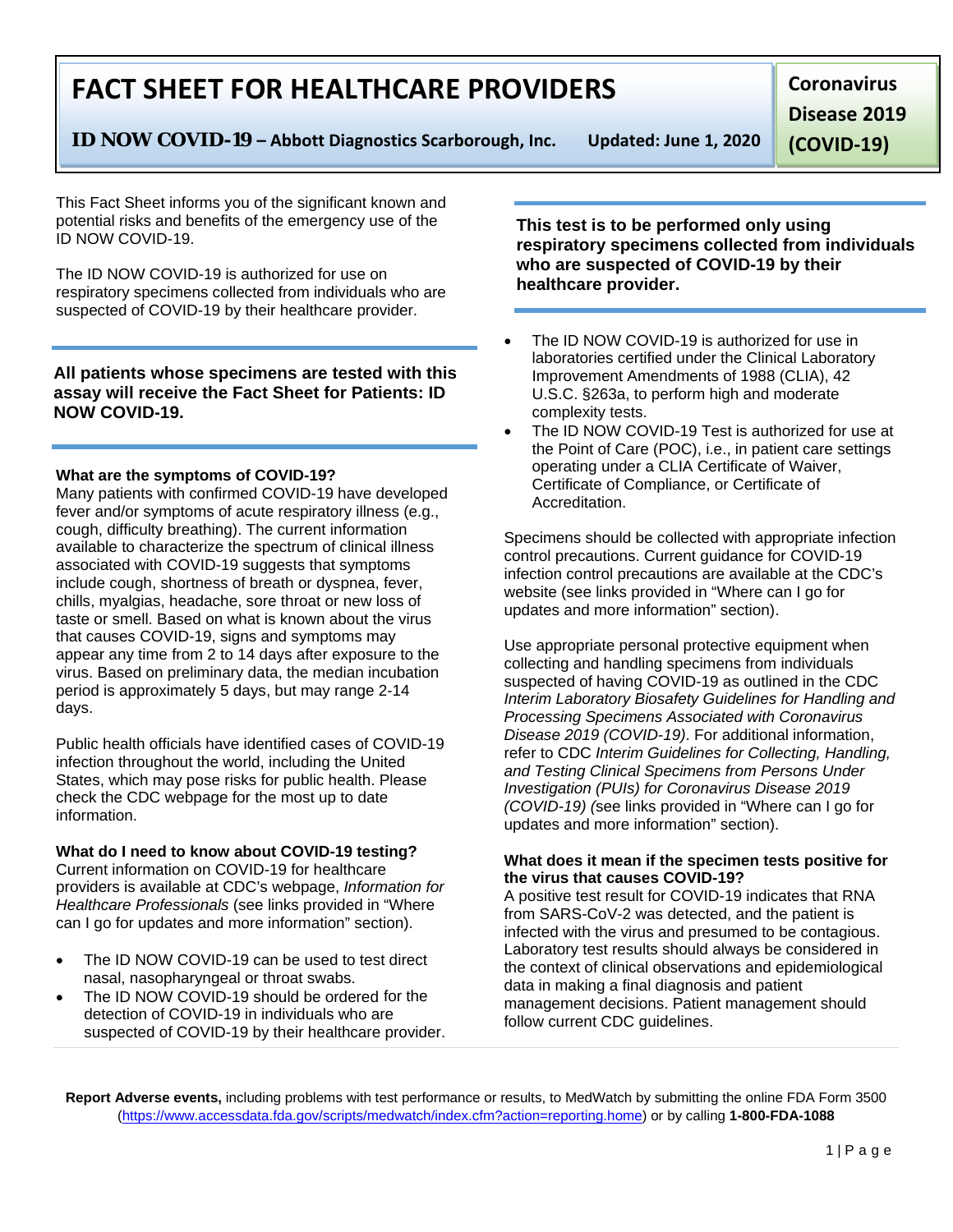# FACT SHEET FOR HEALTHCARE PROVIDERS

**ID NOW COVID-19 – Abbott Diagnostics Scarborough, Inc.** **Updated: June 1, 2020**

**Coronavirus Disease 2019 (COVID-19)**

This Fact Sheet informs you of the significant known and potential risks and benefits of the emergency use of the ID NOW COVID-19.

The ID NOW COVID-19 is authorized for use on respiratory specimens collected from individuals who are suspected of COVID-19 by their healthcare provider.

**All patients whose specimens are tested with this assay will receive the Fact Sheet for Patients: ID NOW COVID-19.**

**What are the symptoms of COVID-19?**
Many patients with confirmed COVID-19 have developed fever and/or symptoms of acute respiratory illness (e.g., cough, difficulty breathing). The current information available to characterize the spectrum of clinical illness associated with COVID-19 suggests that symptoms include cough, shortness of breath or dyspnea, fever, chills, myalgias, headache, sore throat or new loss of taste or smell. Based on what is known about the virus that causes COVID-19, signs and symptoms may appear any time from 2 to 14 days after exposure to the virus. Based on preliminary data, the median incubation period is approximately 5 days, but may range 2-14 days.

Public health officials have identified cases of COVID-19 infection throughout the world, including the United States, which may pose risks for public health. Please check the CDC webpage for the most up to date information.

**What do I need to know about COVID-19 testing?**
Current information on COVID-19 for healthcare providers is available at CDC's webpage, *Information for Healthcare Professionals* (see links provided in "Where can I go for updates and more information" section).

- The ID NOW COVID-19 can be used to test direct nasal, nasopharyngeal or throat swabs.
- The ID NOW COVID-19 should be ordered for the detection of COVID-19 in individuals who are suspected of COVID-19 by their healthcare provider.

**This test is to be performed only using respiratory specimens collected from individuals who are suspected of COVID-19 by their healthcare provider.**

- The ID NOW COVID-19 is authorized for use in laboratories certified under the Clinical Laboratory Improvement Amendments of 1988 (CLIA), 42 U.S.C. §263a, to perform high and moderate complexity tests.
- The ID NOW COVID-19 Test is authorized for use at the Point of Care (POC), i.e., in patient care settings operating under a CLIA Certificate of Waiver, Certificate of Compliance, or Certificate of Accreditation.

Specimens should be collected with appropriate infection control precautions. Current guidance for COVID-19 infection control precautions are available at the CDC's website (see links provided in "Where can I go for updates and more information" section).

Use appropriate personal protective equipment when collecting and handling specimens from individuals suspected of having COVID-19 as outlined in the CDC *Interim Laboratory Biosafety Guidelines for Handling and Processing Specimens Associated with Coronavirus Disease 2019 (COVID-19)*. For additional information, refer to CDC *Interim Guidelines for Collecting, Handling, and Testing Clinical Specimens from Persons Under Investigation (PUIs) for Coronavirus Disease 2019 (COVID-19)* (see links provided in "Where can I go for updates and more information" section).

**What does it mean if the specimen tests positive for the virus that causes COVID-19?**
A positive test result for COVID-19 indicates that RNA from SARS-CoV-2 was detected, and the patient is infected with the virus and presumed to be contagious. Laboratory test results should always be considered in the context of clinical observations and epidemiological data in making a final diagnosis and patient management decisions. Patient management should follow current CDC guidelines.

**Report Adverse events,** including problems with test performance or results, to MedWatch by submitting the online FDA Form 3500 (https://www.accessdata.fda.gov/scripts/medwatch/index.cfm?action=reporting.home) or by calling **1-800-FDA-1088**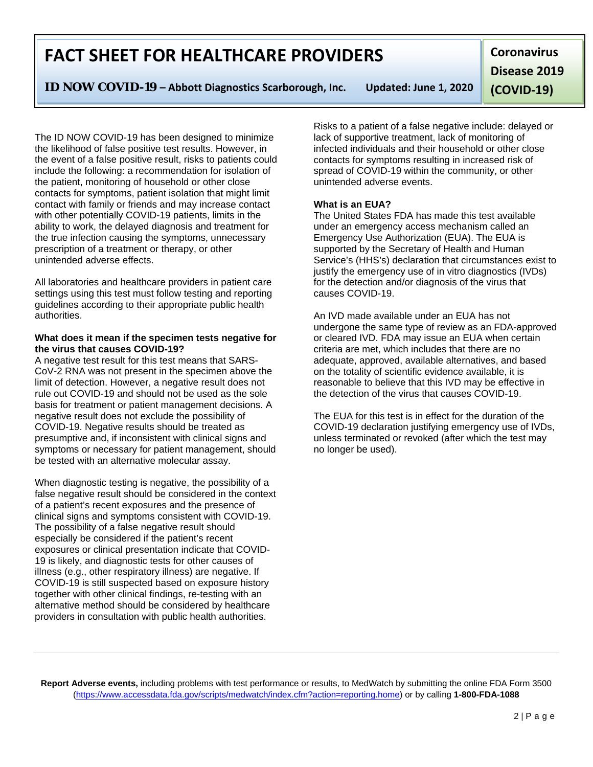The ID NOW COVID-19 has been designed to minimize the likelihood of false positive test results. However, in the event of a false positive result, risks to patients could include the following: a recommendation for isolation of the patient, monitoring of household or other close contacts for symptoms, patient isolation that might limit contact with family or friends and may increase contact with other potentially COVID-19 patients, limits in the ability to work, the delayed diagnosis and treatment for the true infection causing the symptoms, unnecessary prescription of a treatment or therapy, or other unintended adverse effects.

All laboratories and healthcare providers in patient care settings using this test must follow testing and reporting guidelines according to their appropriate public health authorities.

**What does it mean if the specimen tests negative for the virus that causes COVID-19?**

A negative test result for this test means that SARS-CoV-2 RNA was not present in the specimen above the limit of detection. However, a negative result does not rule out COVID-19 and should not be used as the sole basis for treatment or patient management decisions. A negative result does not exclude the possibility of COVID-19. Negative results should be treated as presumptive and, if inconsistent with clinical signs and symptoms or necessary for patient management, should be tested with an alternative molecular assay.

When diagnostic testing is negative, the possibility of a false negative result should be considered in the context of a patient's recent exposures and the presence of clinical signs and symptoms consistent with COVID-19. The possibility of a false negative result should especially be considered if the patient's recent exposures or clinical presentation indicate that COVID-19 is likely, and diagnostic tests for other causes of illness (e.g., other respiratory illness) are negative. If COVID-19 is still suspected based on exposure history together with other clinical findings, re-testing with an alternative method should be considered by healthcare providers in consultation with public health authorities.

Risks to a patient of a false negative include: delayed or lack of supportive treatment, lack of monitoring of infected individuals and their household or other close contacts for symptoms resulting in increased risk of spread of COVID-19 within the community, or other unintended adverse events.

**What is an EUA?**

The United States FDA has made this test available under an emergency access mechanism called an Emergency Use Authorization (EUA). The EUA is supported by the Secretary of Health and Human Service's (HHS's) declaration that circumstances exist to justify the emergency use of in vitro diagnostics (IVDs) for the detection and/or diagnosis of the virus that causes COVID-19.

An IVD made available under an EUA has not undergone the same type of review as an FDA-approved or cleared IVD. FDA may issue an EUA when certain criteria are met, which includes that there are no adequate, approved, available alternatives, and based on the totality of scientific evidence available, it is reasonable to believe that this IVD may be effective in the detection of the virus that causes COVID-19.

The EUA for this test is in effect for the duration of the COVID-19 declaration justifying emergency use of IVDs, unless terminated or revoked (after which the test may no longer be used).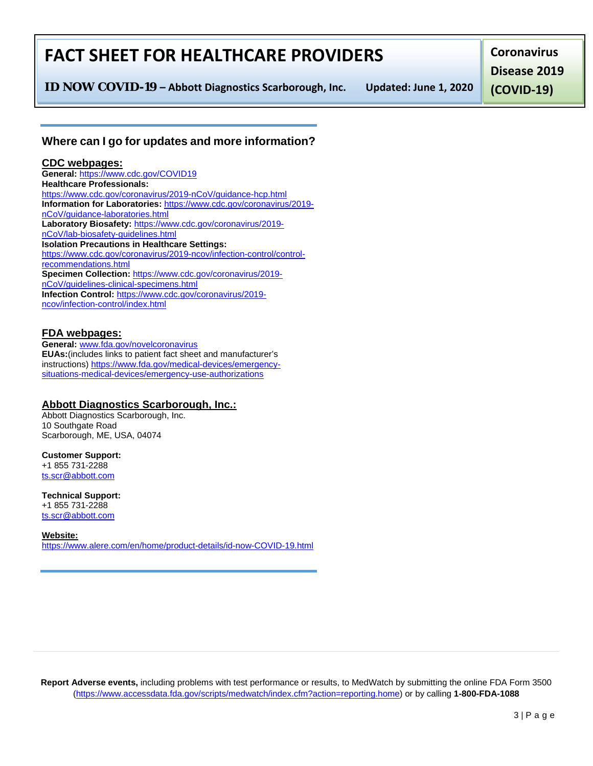## Where can I go for updates and more information?

### CDC webpages:

**General:** https://www.cdc.gov/COVID19
**Healthcare Professionals:**
https://www.cdc.gov/coronavirus/2019-nCoV/guidance-hcp.html
**Information for Laboratories:** https://www.cdc.gov/coronavirus/2019-nCoV/guidance-laboratories.html
**Laboratory Biosafety:** https://www.cdc.gov/coronavirus/2019-nCoV/lab-biosafety-guidelines.html
**Isolation Precautions in Healthcare Settings:**
https://www.cdc.gov/coronavirus/2019-ncov/infection-control/control-recommendations.html
**Specimen Collection:** https://www.cdc.gov/coronavirus/2019-nCoV/guidelines-clinical-specimens.html
**Infection Control:** https://www.cdc.gov/coronavirus/2019-ncov/infection-control/index.html

### FDA webpages:

**General:** www.fda.gov/novelcoronavirus
**EUAs:**(includes links to patient fact sheet and manufacturer's instructions) https://www.fda.gov/medical-devices/emergency-situations-medical-devices/emergency-use-authorizations

### Abbott Diagnostics Scarborough, Inc.:

Abbott Diagnostics Scarborough, Inc.
10 Southgate Road
Scarborough, ME, USA, 04074

**Customer Support:**
+1 855 731-2288
ts.scr@abbott.com

**Technical Support:**
+1 855 731-2288
ts.scr@abbott.com

**Website:**
https://www.alere.com/en/home/product-details/id-now-COVID-19.html

**Report Adverse events,** including problems with test performance or results, to MedWatch by submitting the online FDA Form 3500 (https://www.accessdata.fda.gov/scripts/medwatch/index.cfm?action=reporting.home) or by calling **1-800-FDA-1088**